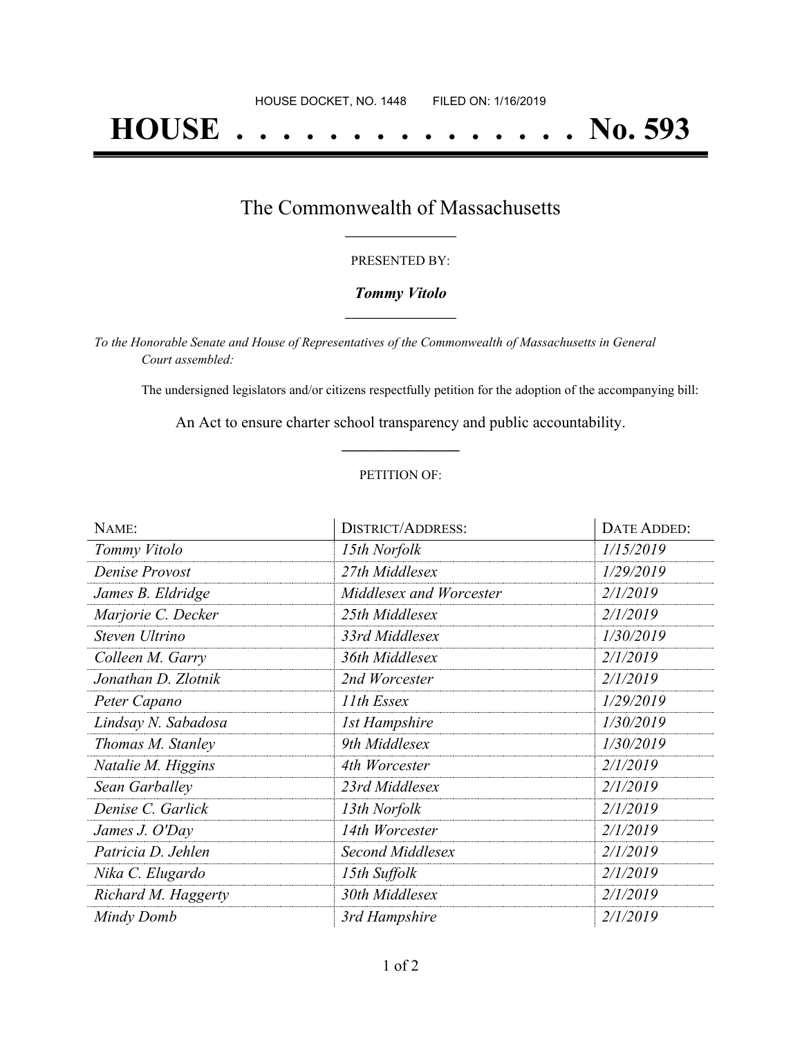HOUSE DOCKET, NO. 1448        FILED ON: 1/16/2019

# HOUSE . . . . . . . . . . . . . . . No. 593

## The Commonwealth of Massachusetts

PRESENTED BY:

***Tommy Vitolo***

*To the Honorable Senate and House of Representatives of the Commonwealth of Massachusetts in General Court assembled:*

The undersigned legislators and/or citizens respectfully petition for the adoption of the accompanying bill:

An Act to ensure charter school transparency and public accountability.

PETITION OF:

| NAME: | DISTRICT/ADDRESS: | DATE ADDED: |
| --- | --- | --- |
| *Tommy Vitolo* | *15th Norfolk* | *1/15/2019* |
| *Denise Provost* | *27th Middlesex* | *1/29/2019* |
| *James B. Eldridge* | *Middlesex and Worcester* | *2/1/2019* |
| *Marjorie C. Decker* | *25th Middlesex* | *2/1/2019* |
| *Steven Ultrino* | *33rd Middlesex* | *1/30/2019* |
| *Colleen M. Garry* | *36th Middlesex* | *2/1/2019* |
| *Jonathan D. Zlotnik* | *2nd Worcester* | *2/1/2019* |
| *Peter Capano* | *11th Essex* | *1/29/2019* |
| *Lindsay N. Sabadosa* | *1st Hampshire* | *1/30/2019* |
| *Thomas M. Stanley* | *9th Middlesex* | *1/30/2019* |
| *Natalie M. Higgins* | *4th Worcester* | *2/1/2019* |
| *Sean Garballey* | *23rd Middlesex* | *2/1/2019* |
| *Denise C. Garlick* | *13th Norfolk* | *2/1/2019* |
| *James J. O'Day* | *14th Worcester* | *2/1/2019* |
| *Patricia D. Jehlen* | *Second Middlesex* | *2/1/2019* |
| *Nika C. Elugardo* | *15th Suffolk* | *2/1/2019* |
| *Richard M. Haggerty* | *30th Middlesex* | *2/1/2019* |
| *Mindy Domb* | *3rd Hampshire* | *2/1/2019* |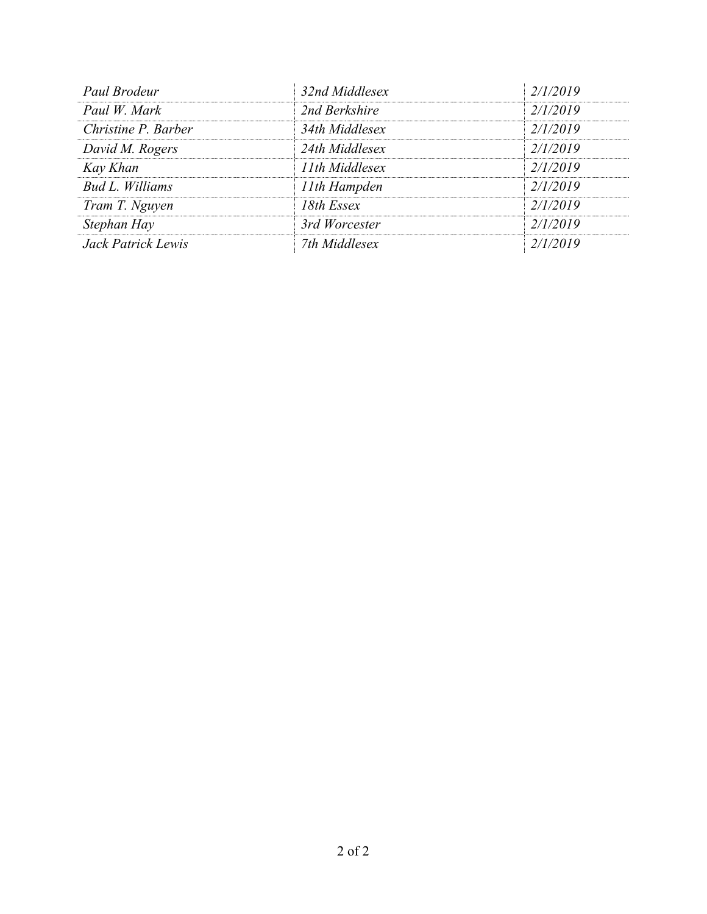| | | |
|---|---|---|
| *Paul Brodeur* | *32nd Middlesex* | *2/1/2019* |
| *Paul W. Mark* | *2nd Berkshire* | *2/1/2019* |
| *Christine P. Barber* | *34th Middlesex* | *2/1/2019* |
| *David M. Rogers* | *24th Middlesex* | *2/1/2019* |
| *Kay Khan* | *11th Middlesex* | *2/1/2019* |
| *Bud L. Williams* | *11th Hampden* | *2/1/2019* |
| *Tram T. Nguyen* | *18th Essex* | *2/1/2019* |
| *Stephan Hay* | *3rd Worcester* | *2/1/2019* |
| *Jack Patrick Lewis* | *7th Middlesex* | *2/1/2019* |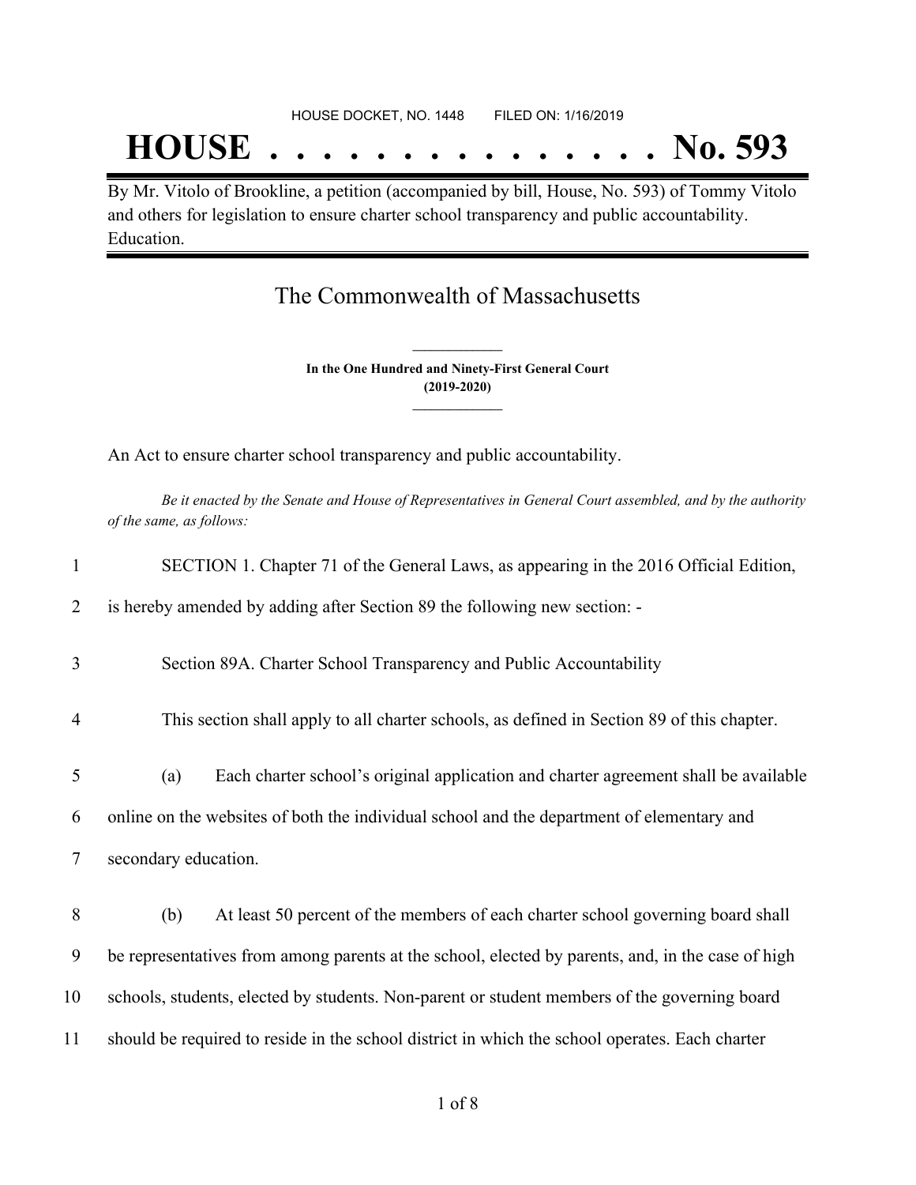HOUSE DOCKET, NO. 1448        FILED ON: 1/16/2019

# HOUSE . . . . . . . . . . . . . . . No. 593

By Mr. Vitolo of Brookline, a petition (accompanied by bill, House, No. 593) of Tommy Vitolo and others for legislation to ensure charter school transparency and public accountability. Education.

## The Commonwealth of Massachusetts

**In the One Hundred and Ninety-First General Court**
**(2019-2020)**

An Act to ensure charter school transparency and public accountability.

*Be it enacted by the Senate and House of Representatives in General Court assembled, and by the authority of the same, as follows:*

SECTION 1. Chapter 71 of the General Laws, as appearing in the 2016 Official Edition, is hereby amended by adding after Section 89 the following new section: -

Section 89A. Charter School Transparency and Public Accountability

This section shall apply to all charter schools, as defined in Section 89 of this chapter.

(a) Each charter school's original application and charter agreement shall be available online on the websites of both the individual school and the department of elementary and secondary education.

(b) At least 50 percent of the members of each charter school governing board shall be representatives from among parents at the school, elected by parents, and, in the case of high schools, students, elected by students. Non-parent or student members of the governing board should be required to reside in the school district in which the school operates. Each charter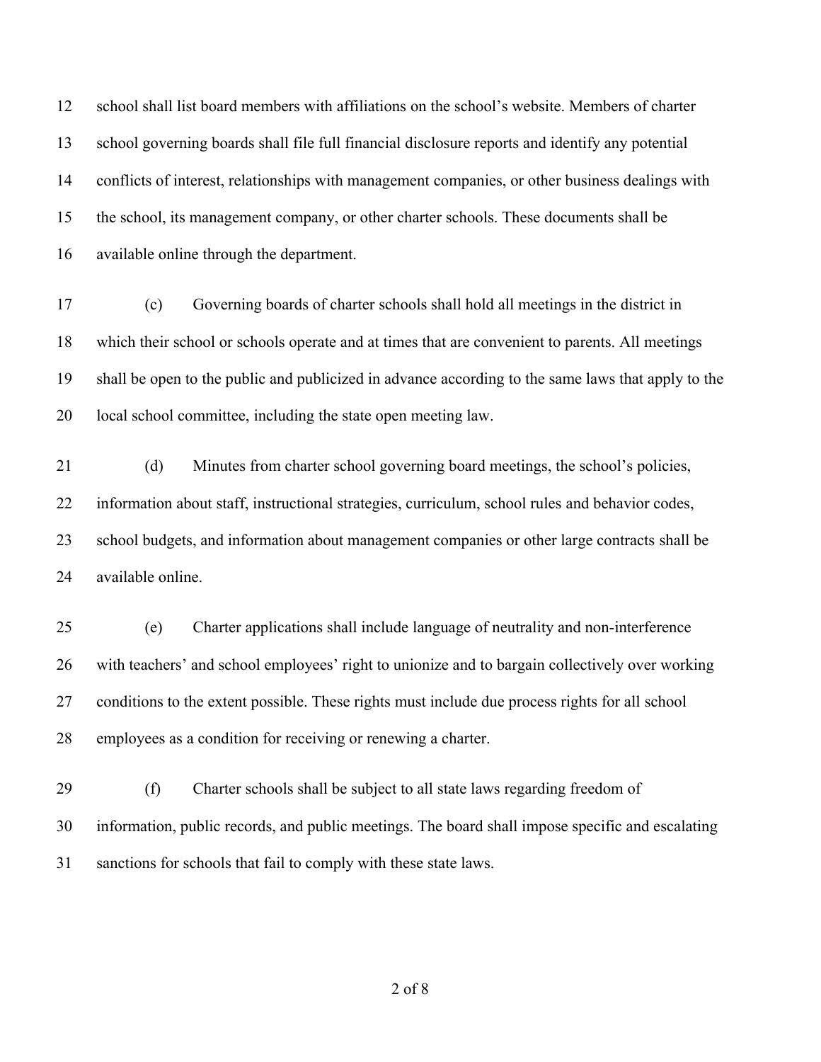school shall list board members with affiliations on the school's website. Members of charter school governing boards shall file full financial disclosure reports and identify any potential conflicts of interest, relationships with management companies, or other business dealings with the school, its management company, or other charter schools. These documents shall be available online through the department.

(c) Governing boards of charter schools shall hold all meetings in the district in which their school or schools operate and at times that are convenient to parents. All meetings shall be open to the public and publicized in advance according to the same laws that apply to the local school committee, including the state open meeting law.

(d) Minutes from charter school governing board meetings, the school's policies, information about staff, instructional strategies, curriculum, school rules and behavior codes, school budgets, and information about management companies or other large contracts shall be available online.

(e) Charter applications shall include language of neutrality and non-interference with teachers' and school employees' right to unionize and to bargain collectively over working conditions to the extent possible. These rights must include due process rights for all school employees as a condition for receiving or renewing a charter.

(f) Charter schools shall be subject to all state laws regarding freedom of information, public records, and public meetings. The board shall impose specific and escalating sanctions for schools that fail to comply with these state laws.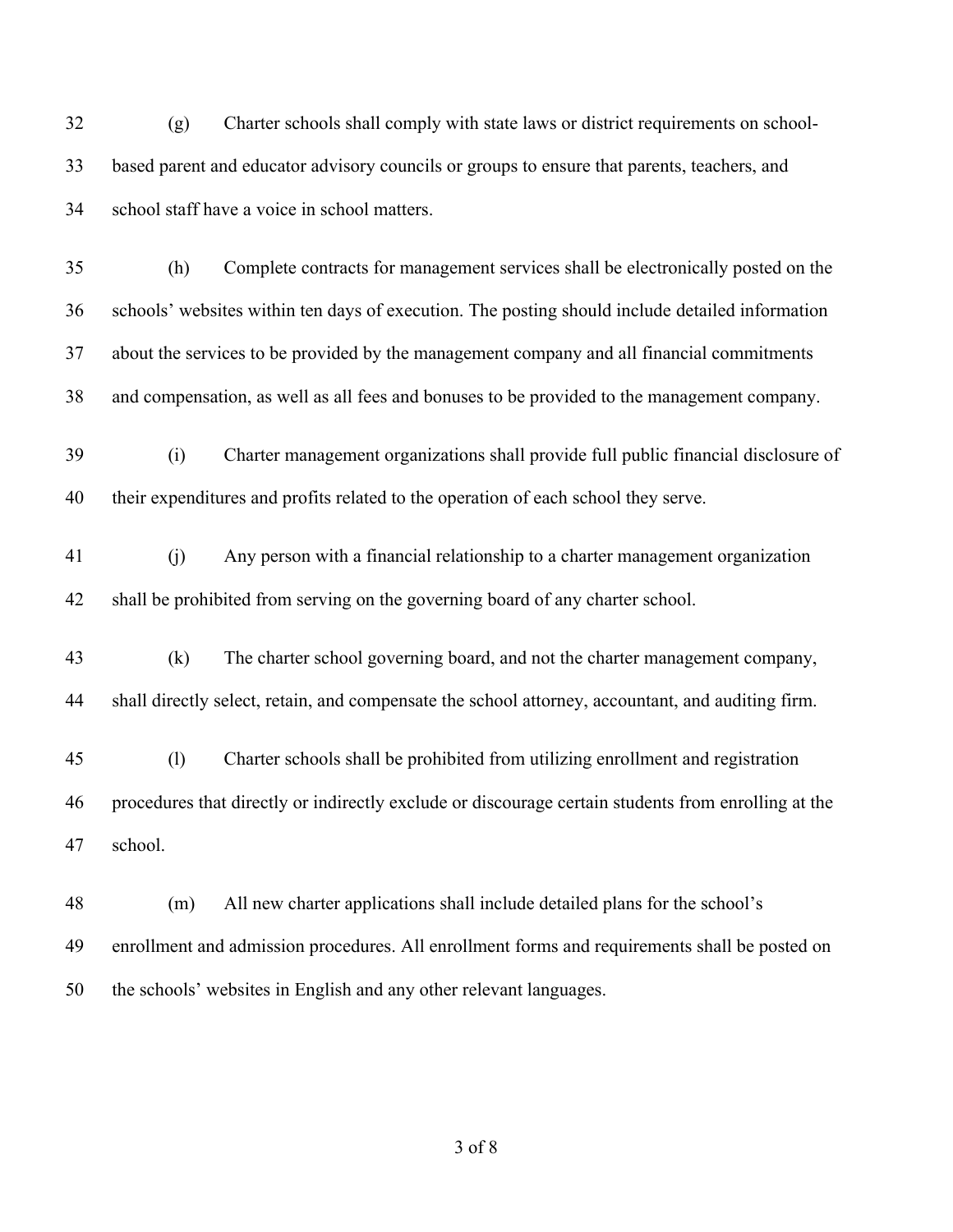(g) Charter schools shall comply with state laws or district requirements on school-based parent and educator advisory councils or groups to ensure that parents, teachers, and school staff have a voice in school matters.

(h) Complete contracts for management services shall be electronically posted on the schools' websites within ten days of execution. The posting should include detailed information about the services to be provided by the management company and all financial commitments and compensation, as well as all fees and bonuses to be provided to the management company.

(i) Charter management organizations shall provide full public financial disclosure of their expenditures and profits related to the operation of each school they serve.

(j) Any person with a financial relationship to a charter management organization shall be prohibited from serving on the governing board of any charter school.

(k) The charter school governing board, and not the charter management company, shall directly select, retain, and compensate the school attorney, accountant, and auditing firm.

(l) Charter schools shall be prohibited from utilizing enrollment and registration procedures that directly or indirectly exclude or discourage certain students from enrolling at the school.

(m) All new charter applications shall include detailed plans for the school's enrollment and admission procedures. All enrollment forms and requirements shall be posted on the schools' websites in English and any other relevant languages.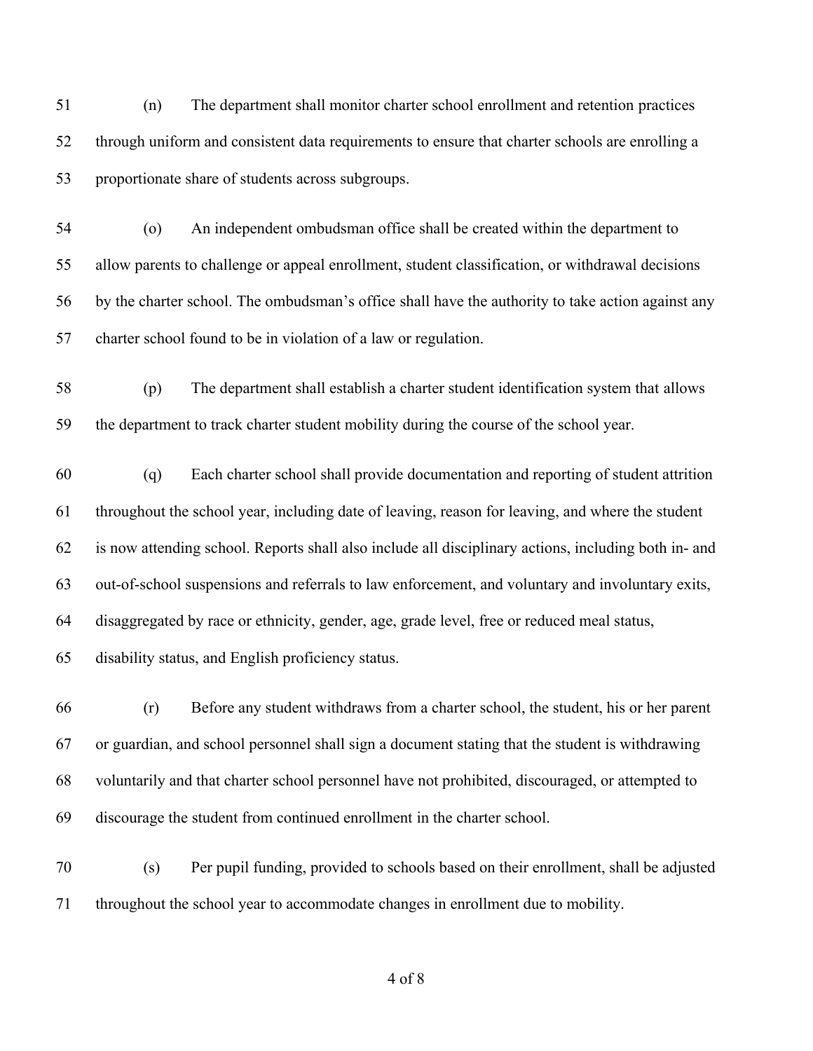(n) The department shall monitor charter school enrollment and retention practices through uniform and consistent data requirements to ensure that charter schools are enrolling a proportionate share of students across subgroups.

(o) An independent ombudsman office shall be created within the department to allow parents to challenge or appeal enrollment, student classification, or withdrawal decisions by the charter school. The ombudsman's office shall have the authority to take action against any charter school found to be in violation of a law or regulation.

(p) The department shall establish a charter student identification system that allows the department to track charter student mobility during the course of the school year.

(q) Each charter school shall provide documentation and reporting of student attrition throughout the school year, including date of leaving, reason for leaving, and where the student is now attending school. Reports shall also include all disciplinary actions, including both in- and out-of-school suspensions and referrals to law enforcement, and voluntary and involuntary exits, disaggregated by race or ethnicity, gender, age, grade level, free or reduced meal status, disability status, and English proficiency status.

(r) Before any student withdraws from a charter school, the student, his or her parent or guardian, and school personnel shall sign a document stating that the student is withdrawing voluntarily and that charter school personnel have not prohibited, discouraged, or attempted to discourage the student from continued enrollment in the charter school.

(s) Per pupil funding, provided to schools based on their enrollment, shall be adjusted throughout the school year to accommodate changes in enrollment due to mobility.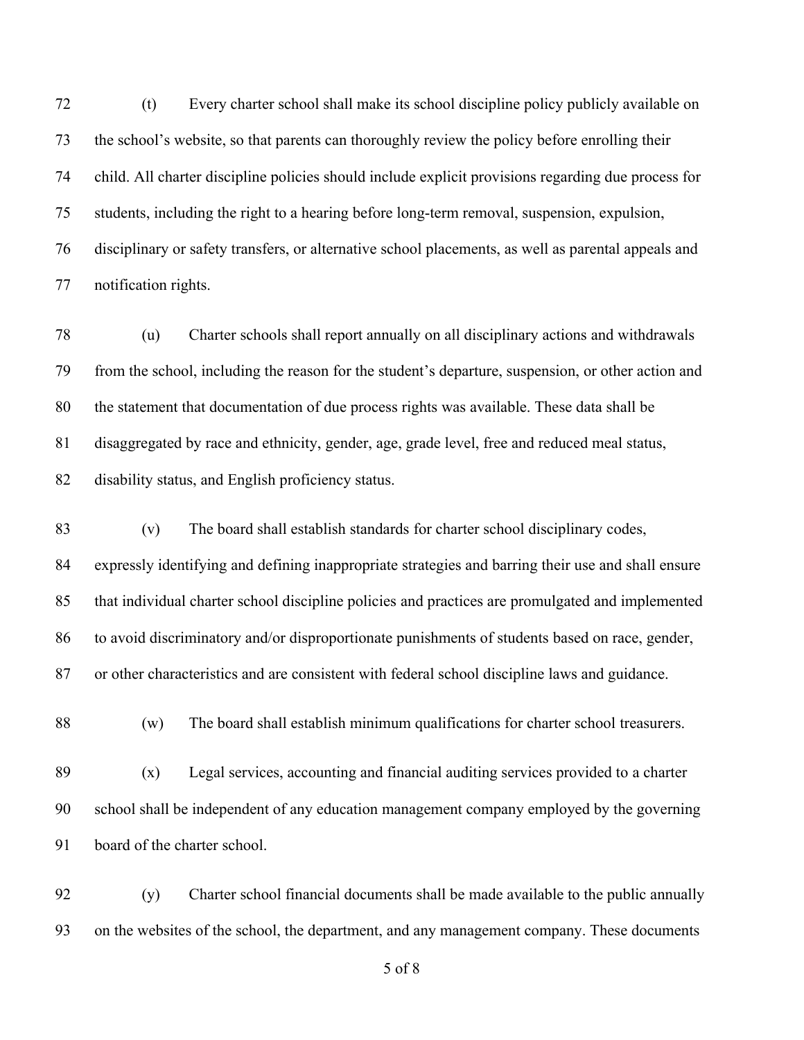(t) Every charter school shall make its school discipline policy publicly available on the school's website, so that parents can thoroughly review the policy before enrolling their child. All charter discipline policies should include explicit provisions regarding due process for students, including the right to a hearing before long-term removal, suspension, expulsion, disciplinary or safety transfers, or alternative school placements, as well as parental appeals and notification rights.

(u) Charter schools shall report annually on all disciplinary actions and withdrawals from the school, including the reason for the student's departure, suspension, or other action and the statement that documentation of due process rights was available. These data shall be disaggregated by race and ethnicity, gender, age, grade level, free and reduced meal status, disability status, and English proficiency status.

(v) The board shall establish standards for charter school disciplinary codes, expressly identifying and defining inappropriate strategies and barring their use and shall ensure that individual charter school discipline policies and practices are promulgated and implemented to avoid discriminatory and/or disproportionate punishments of students based on race, gender, or other characteristics and are consistent with federal school discipline laws and guidance.

(w) The board shall establish minimum qualifications for charter school treasurers.

(x) Legal services, accounting and financial auditing services provided to a charter school shall be independent of any education management company employed by the governing board of the charter school.

(y) Charter school financial documents shall be made available to the public annually on the websites of the school, the department, and any management company. These documents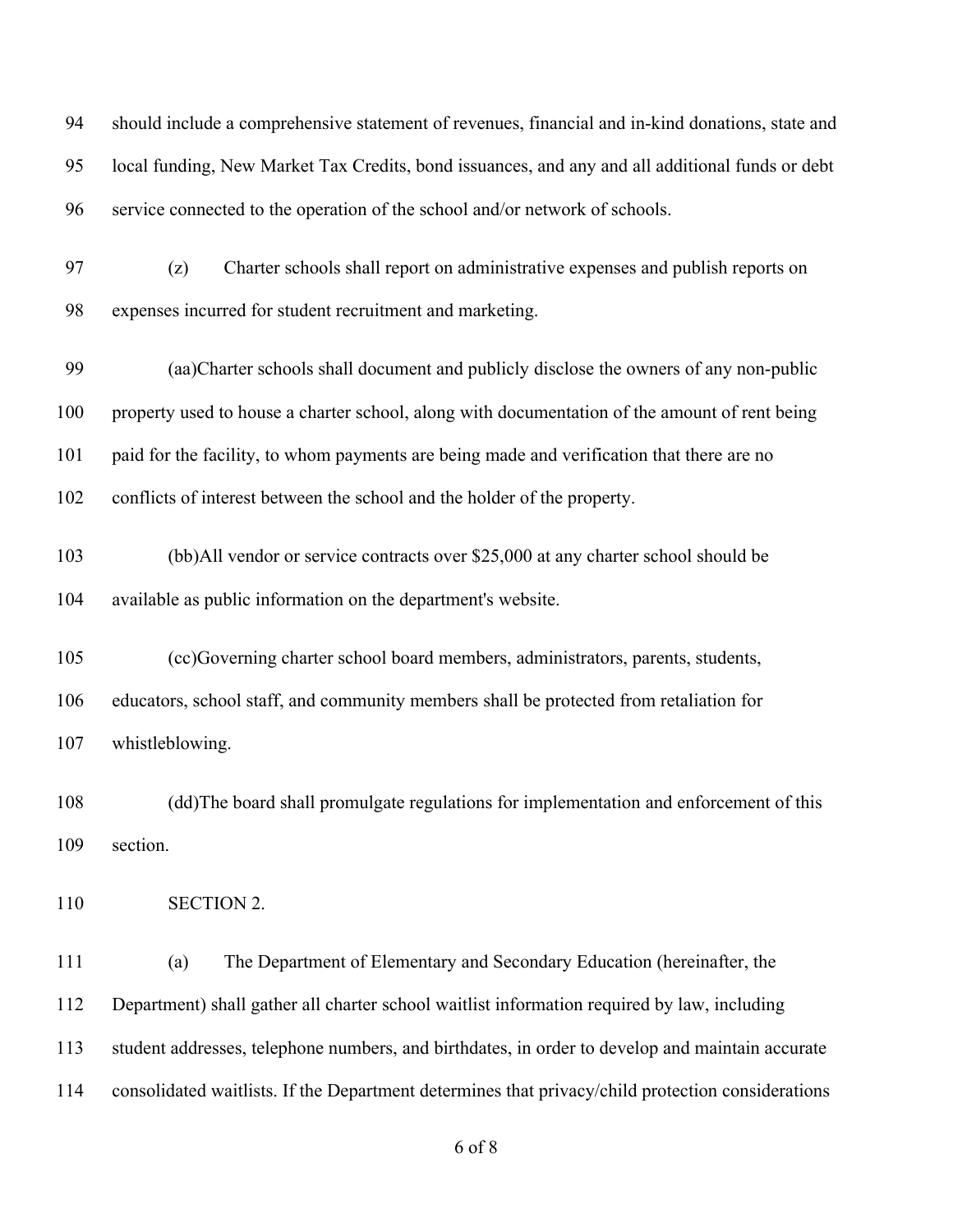should include a comprehensive statement of revenues, financial and in-kind donations, state and local funding, New Market Tax Credits, bond issuances, and any and all additional funds or debt service connected to the operation of the school and/or network of schools.

(z) Charter schools shall report on administrative expenses and publish reports on expenses incurred for student recruitment and marketing.

(aa)Charter schools shall document and publicly disclose the owners of any non-public property used to house a charter school, along with documentation of the amount of rent being paid for the facility, to whom payments are being made and verification that there are no conflicts of interest between the school and the holder of the property.

(bb)All vendor or service contracts over $25,000 at any charter school should be available as public information on the department's website.

(cc)Governing charter school board members, administrators, parents, students, educators, school staff, and community members shall be protected from retaliation for whistleblowing.

(dd)The board shall promulgate regulations for implementation and enforcement of this section.

SECTION 2.

(a) The Department of Elementary and Secondary Education (hereinafter, the Department) shall gather all charter school waitlist information required by law, including student addresses, telephone numbers, and birthdates, in order to develop and maintain accurate consolidated waitlists. If the Department determines that privacy/child protection considerations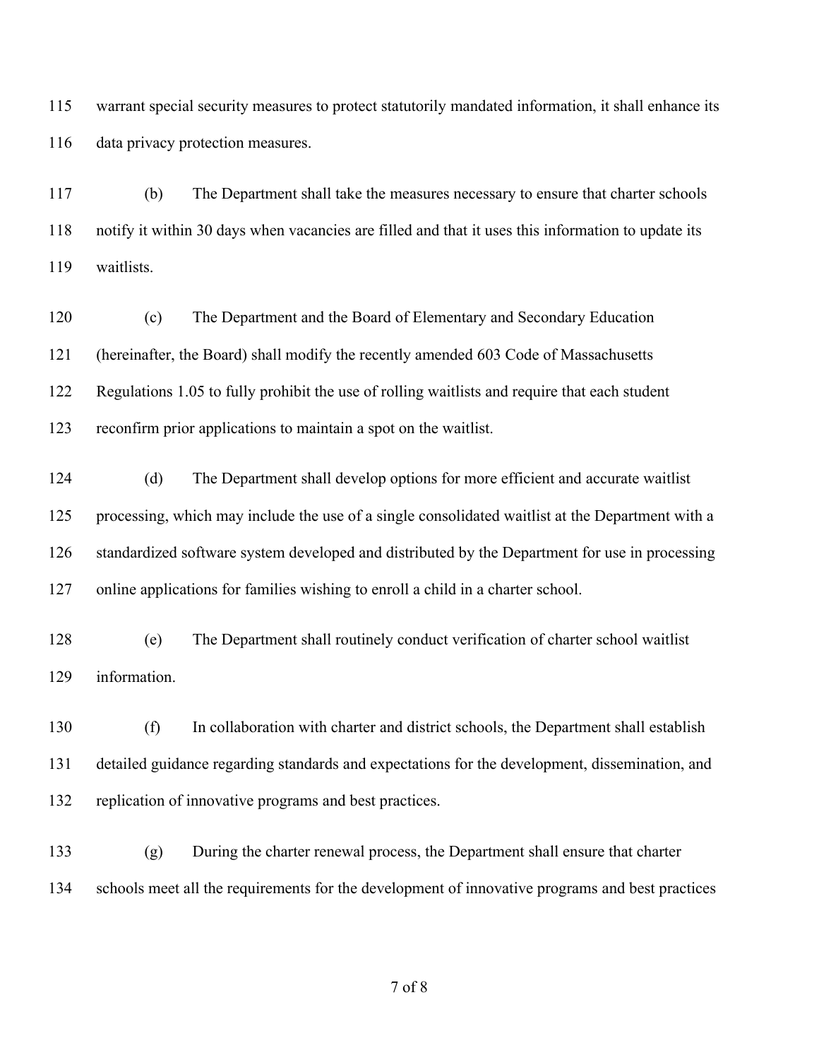warrant special security measures to protect statutorily mandated information, it shall enhance its data privacy protection measures.

(b) The Department shall take the measures necessary to ensure that charter schools notify it within 30 days when vacancies are filled and that it uses this information to update its waitlists.

(c) The Department and the Board of Elementary and Secondary Education (hereinafter, the Board) shall modify the recently amended 603 Code of Massachusetts Regulations 1.05 to fully prohibit the use of rolling waitlists and require that each student reconfirm prior applications to maintain a spot on the waitlist.

(d) The Department shall develop options for more efficient and accurate waitlist processing, which may include the use of a single consolidated waitlist at the Department with a standardized software system developed and distributed by the Department for use in processing online applications for families wishing to enroll a child in a charter school.

(e) The Department shall routinely conduct verification of charter school waitlist information.

(f) In collaboration with charter and district schools, the Department shall establish detailed guidance regarding standards and expectations for the development, dissemination, and replication of innovative programs and best practices.

(g) During the charter renewal process, the Department shall ensure that charter schools meet all the requirements for the development of innovative programs and best practices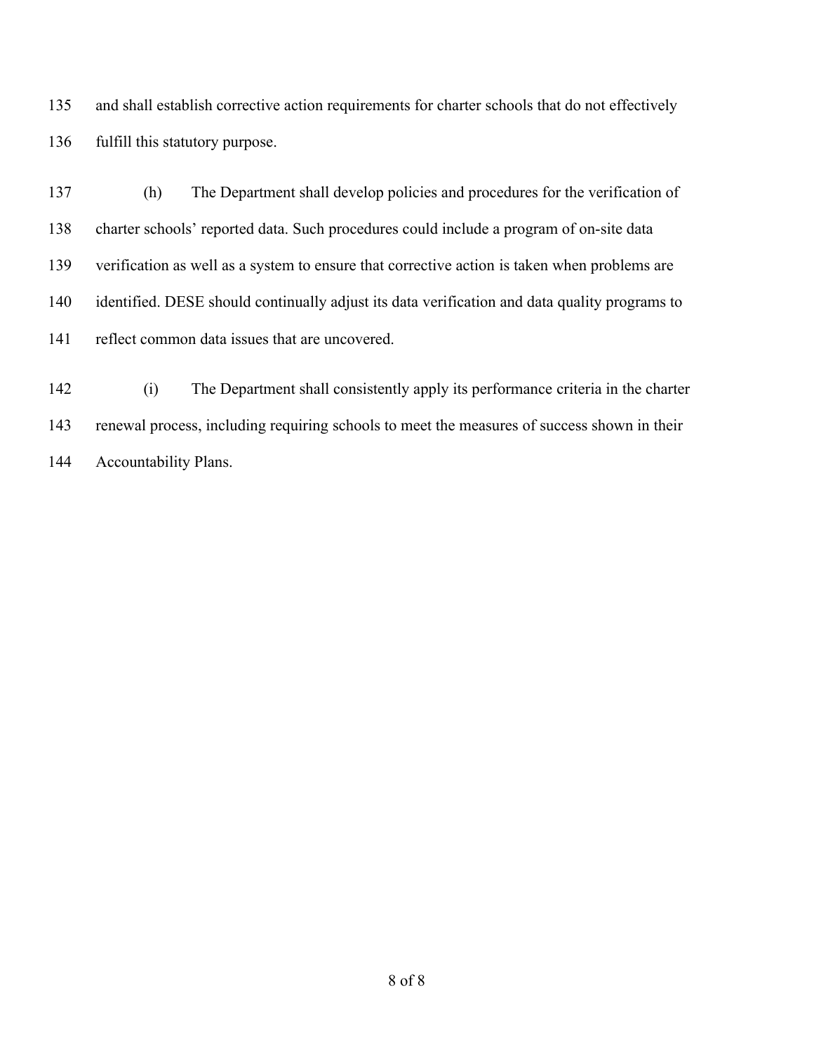and shall establish corrective action requirements for charter schools that do not effectively fulfill this statutory purpose.

(h) The Department shall develop policies and procedures for the verification of charter schools' reported data. Such procedures could include a program of on-site data verification as well as a system to ensure that corrective action is taken when problems are identified. DESE should continually adjust its data verification and data quality programs to reflect common data issues that are uncovered.

(i) The Department shall consistently apply its performance criteria in the charter renewal process, including requiring schools to meet the measures of success shown in their Accountability Plans.